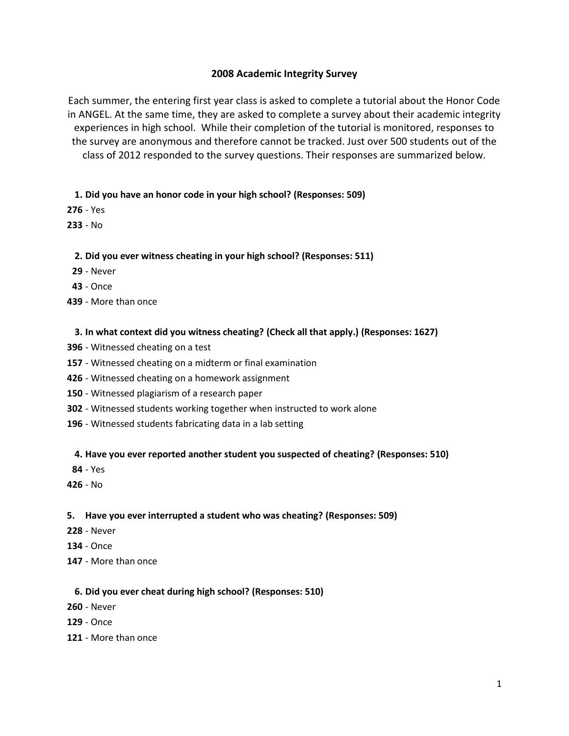# 2008 Academic Integrity Survey

Each summer, the entering first year class is asked to complete a tutorial about the Honor Code in ANGEL. At the same time, they are asked to complete a survey about their academic integrity experiences in high school. While their completion of the tutorial is monitored, responses to the survey are anonymous and therefore cannot be tracked. Just over 500 students out of the class of 2012 responded to the survey questions. Their responses are summarized below.

**1. Did you have an honor code in your high school? (Responses: 509)**

**276** - Yes

**233** - No

**2. Did you ever witness cheating in your high school? (Responses: 511)**

**29** - Never

**43** - Once

**439** - More than once

**3. In what context did you witness cheating? (Check all that apply.) (Responses: 1627)**

**396** - Witnessed cheating on a test

**157** - Witnessed cheating on a midterm or final examination

**426** - Witnessed cheating on a homework assignment

**150** - Witnessed plagiarism of a research paper

**302** - Witnessed students working together when instructed to work alone

**196** - Witnessed students fabricating data in a lab setting

**4. Have you ever reported another student you suspected of cheating? (Responses: 510)**

**84** - Yes

**426** - No

**5. Have you ever interrupted a student who was cheating? (Responses: 509)**

**228** - Never

**134** - Once

**147** - More than once

**6. Did you ever cheat during high school? (Responses: 510)**

**260** - Never

**129** - Once

**121** - More than once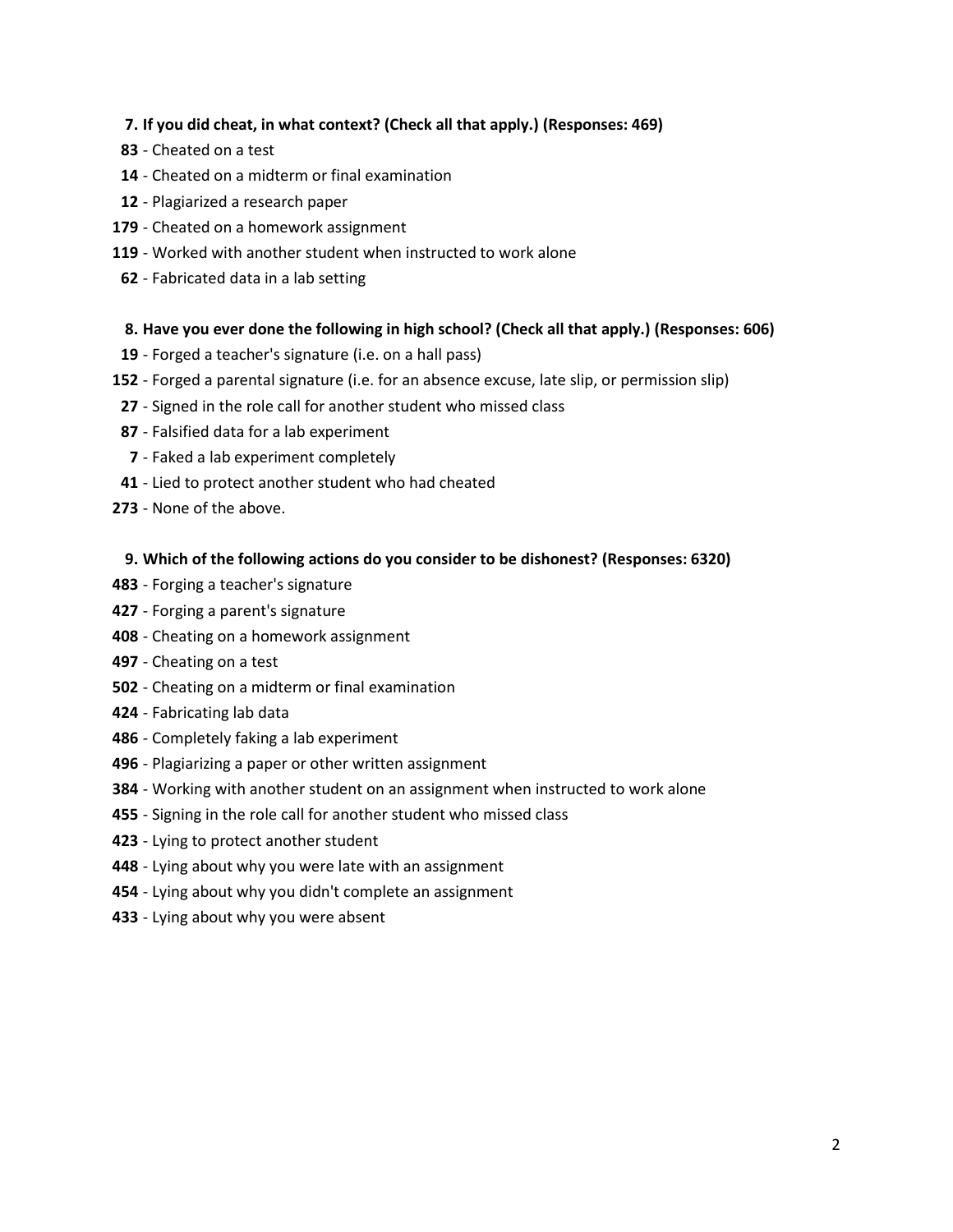**7. If you did cheat, in what context? (Check all that apply.) (Responses: 469)**

**83** - Cheated on a test
**14** - Cheated on a midterm or final examination
**12** - Plagiarized a research paper
**179** - Cheated on a homework assignment
**119** - Worked with another student when instructed to work alone
**62** - Fabricated data in a lab setting

**8. Have you ever done the following in high school? (Check all that apply.) (Responses: 606)**

**19** - Forged a teacher's signature (i.e. on a hall pass)
**152** - Forged a parental signature (i.e. for an absence excuse, late slip, or permission slip)
**27** - Signed in the role call for another student who missed class
**87** - Falsified data for a lab experiment
**7** - Faked a lab experiment completely
**41** - Lied to protect another student who had cheated
**273** - None of the above.

**9. Which of the following actions do you consider to be dishonest? (Responses: 6320)**

**483** - Forging a teacher's signature
**427** - Forging a parent's signature
**408** - Cheating on a homework assignment
**497** - Cheating on a test
**502** - Cheating on a midterm or final examination
**424** - Fabricating lab data
**486** - Completely faking a lab experiment
**496** - Plagiarizing a paper or other written assignment
**384** - Working with another student on an assignment when instructed to work alone
**455** - Signing in the role call for another student who missed class
**423** - Lying to protect another student
**448** - Lying about why you were late with an assignment
**454** - Lying about why you didn't complete an assignment
**433** - Lying about why you were absent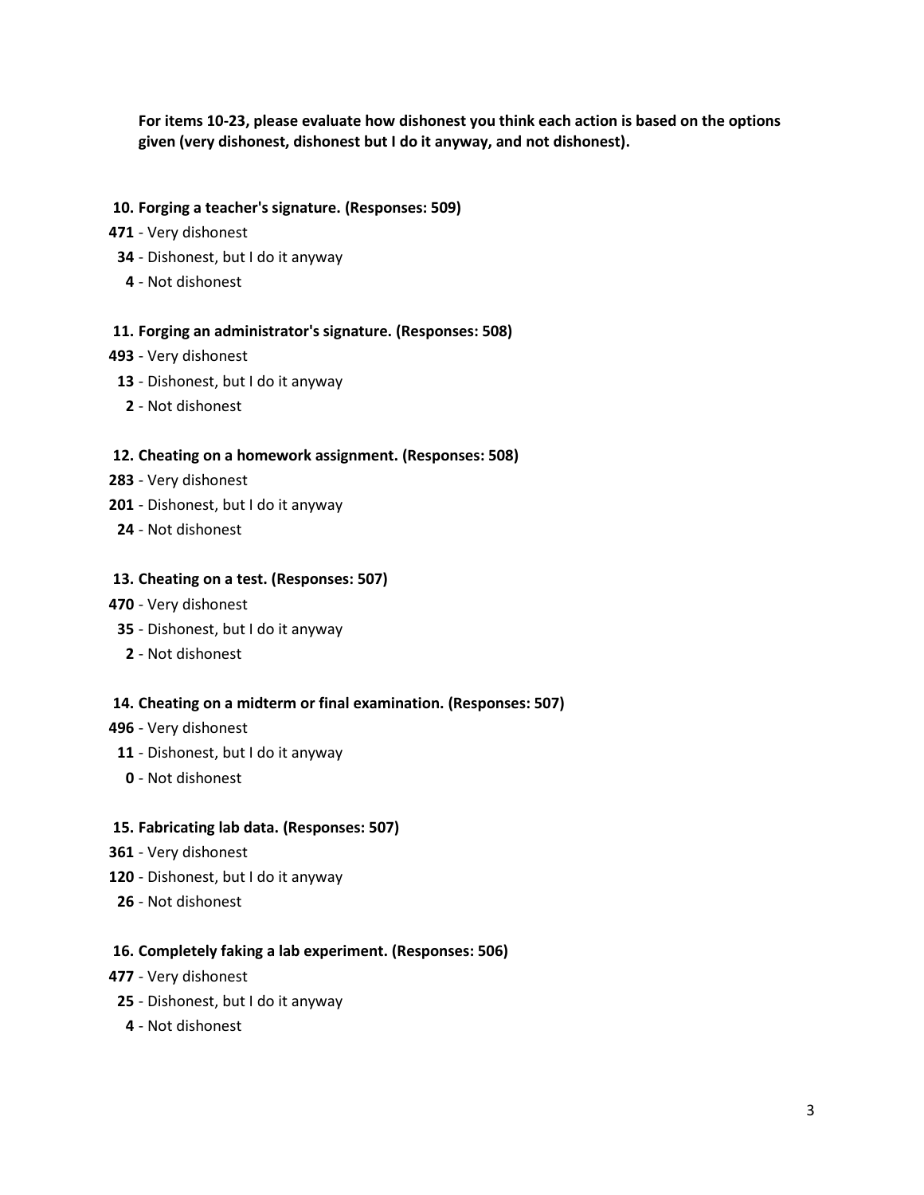**For items 10-23, please evaluate how dishonest you think each action is based on the options given (very dishonest, dishonest but I do it anyway, and not dishonest).**

**10. Forging a teacher's signature. (Responses: 509)**

**471** - Very dishonest
**34** - Dishonest, but I do it anyway
**4** - Not dishonest

**11. Forging an administrator's signature. (Responses: 508)**

**493** - Very dishonest
**13** - Dishonest, but I do it anyway
**2** - Not dishonest

**12. Cheating on a homework assignment. (Responses: 508)**

**283** - Very dishonest
**201** - Dishonest, but I do it anyway
**24** - Not dishonest

**13. Cheating on a test. (Responses: 507)**

**470** - Very dishonest
**35** - Dishonest, but I do it anyway
**2** - Not dishonest

**14. Cheating on a midterm or final examination. (Responses: 507)**

**496** - Very dishonest
**11** - Dishonest, but I do it anyway
**0** - Not dishonest

**15. Fabricating lab data. (Responses: 507)**

**361** - Very dishonest
**120** - Dishonest, but I do it anyway
**26** - Not dishonest

**16. Completely faking a lab experiment. (Responses: 506)**

**477** - Very dishonest
**25** - Dishonest, but I do it anyway
**4** - Not dishonest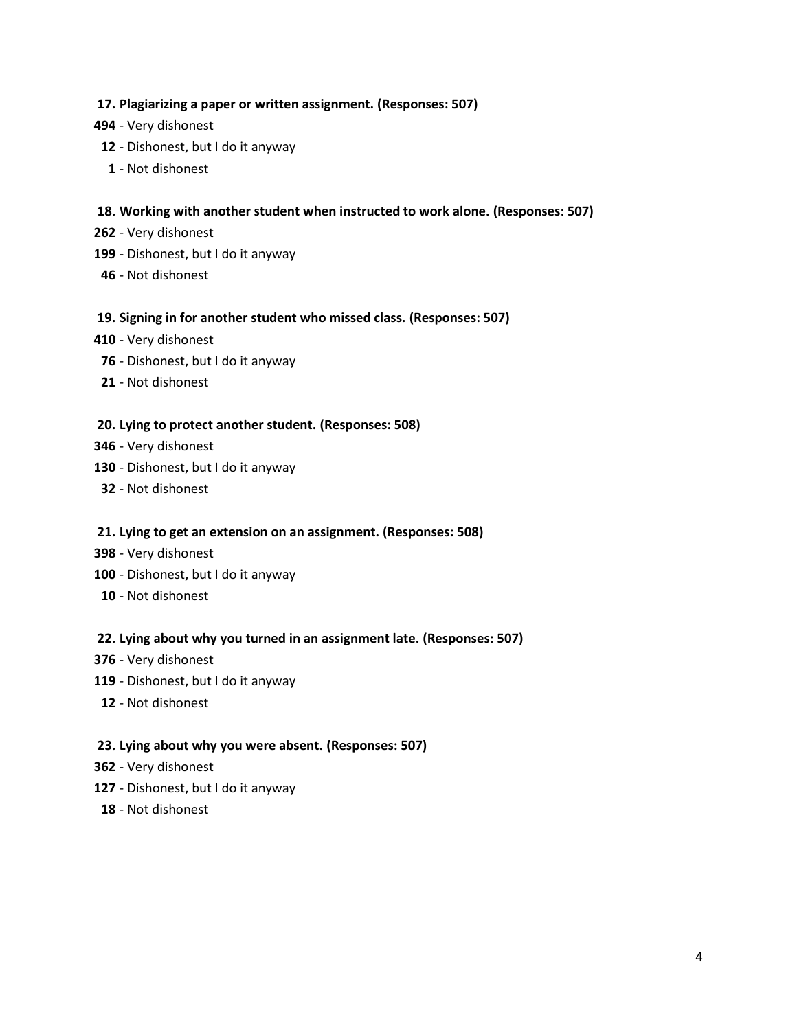**17. Plagiarizing a paper or written assignment. (Responses: 507)**

**494** - Very dishonest
**12** - Dishonest, but I do it anyway
**1** - Not dishonest

**18. Working with another student when instructed to work alone. (Responses: 507)**

**262** - Very dishonest
**199** - Dishonest, but I do it anyway
**46** - Not dishonest

**19. Signing in for another student who missed class. (Responses: 507)**

**410** - Very dishonest
**76** - Dishonest, but I do it anyway
**21** - Not dishonest

**20. Lying to protect another student. (Responses: 508)**

**346** - Very dishonest
**130** - Dishonest, but I do it anyway
**32** - Not dishonest

**21. Lying to get an extension on an assignment. (Responses: 508)**

**398** - Very dishonest
**100** - Dishonest, but I do it anyway
**10** - Not dishonest

**22. Lying about why you turned in an assignment late. (Responses: 507)**

**376** - Very dishonest
**119** - Dishonest, but I do it anyway
**12** - Not dishonest

**23. Lying about why you were absent. (Responses: 507)**

**362** - Very dishonest
**127** - Dishonest, but I do it anyway
**18** - Not dishonest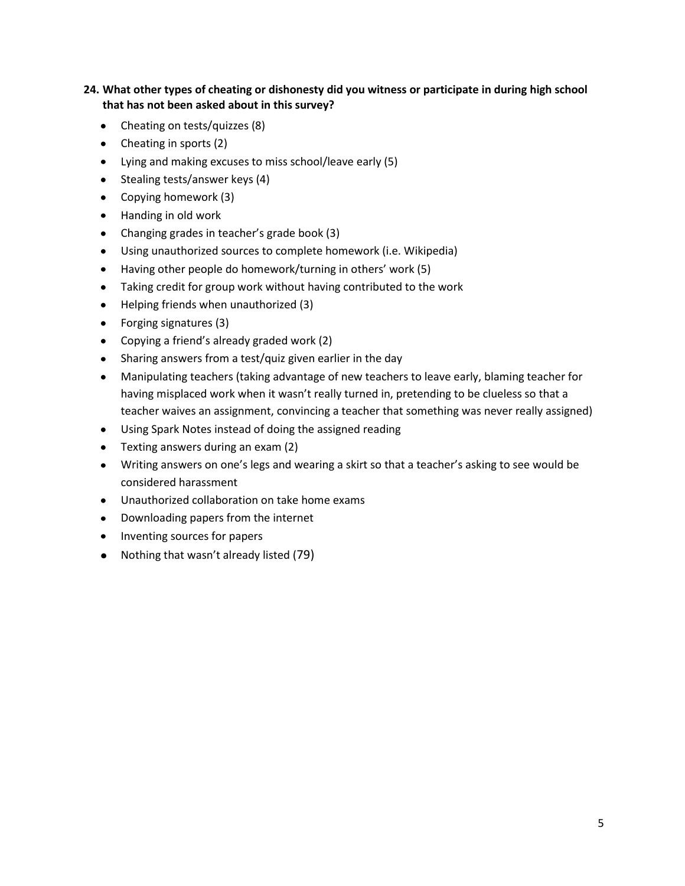**24. What other types of cheating or dishonesty did you witness or participate in during high school that has not been asked about in this survey?**

- Cheating on tests/quizzes (8)
- Cheating in sports (2)
- Lying and making excuses to miss school/leave early (5)
- Stealing tests/answer keys (4)
- Copying homework (3)
- Handing in old work
- Changing grades in teacher's grade book (3)
- Using unauthorized sources to complete homework (i.e. Wikipedia)
- Having other people do homework/turning in others' work (5)
- Taking credit for group work without having contributed to the work
- Helping friends when unauthorized (3)
- Forging signatures (3)
- Copying a friend's already graded work (2)
- Sharing answers from a test/quiz given earlier in the day
- Manipulating teachers (taking advantage of new teachers to leave early, blaming teacher for having misplaced work when it wasn't really turned in, pretending to be clueless so that a teacher waives an assignment, convincing a teacher that something was never really assigned)
- Using Spark Notes instead of doing the assigned reading
- Texting answers during an exam (2)
- Writing answers on one's legs and wearing a skirt so that a teacher's asking to see would be considered harassment
- Unauthorized collaboration on take home exams
- Downloading papers from the internet
- Inventing sources for papers
- Nothing that wasn't already listed (79)